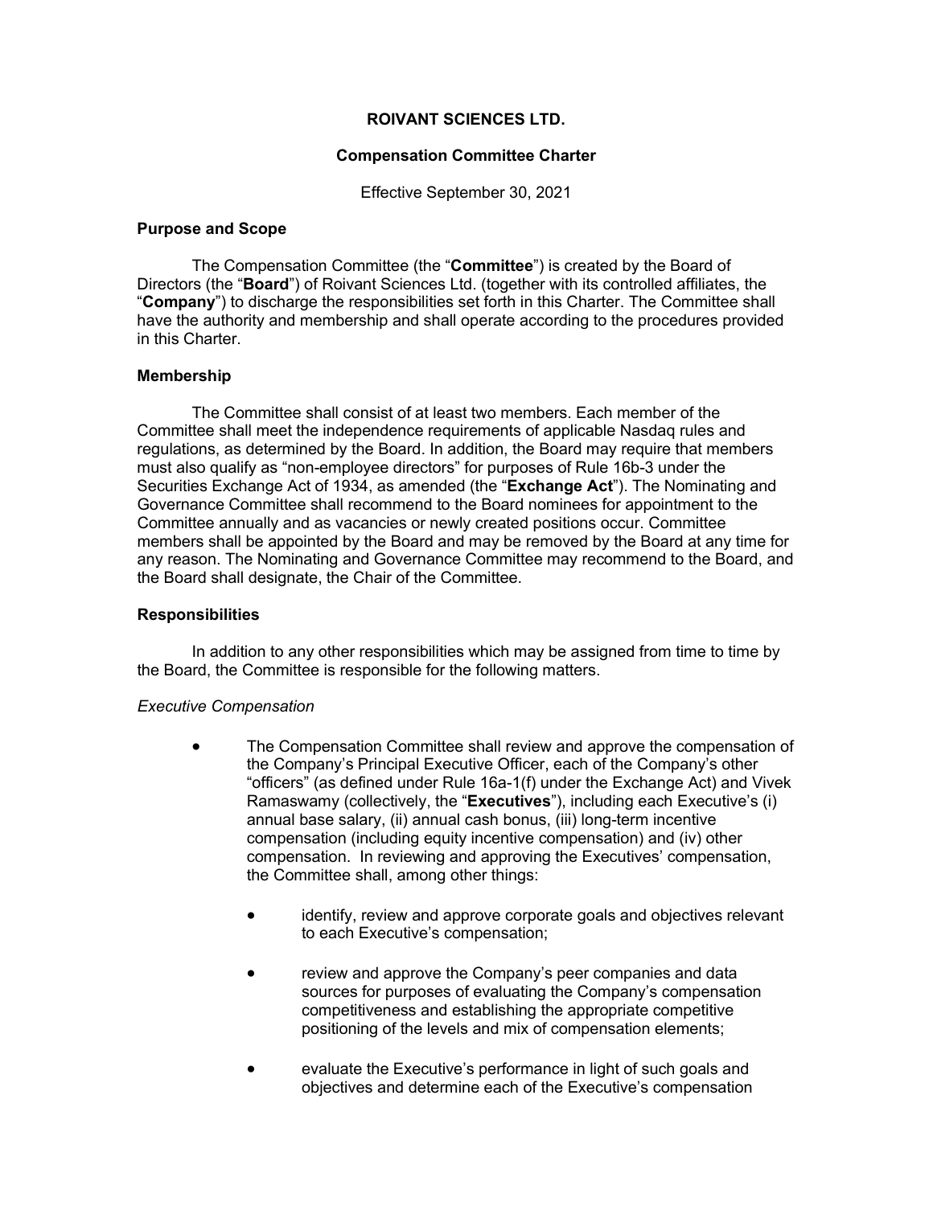# ROIVANT SCIENCES LTD.

## Compensation Committee Charter

Effective September 30, 2021

### Purpose and Scope

The Compensation Committee (the "**Committee**") is created by the Board of Directors (the "**Board**") of Roivant Sciences Ltd. (together with its controlled affiliates, the "**Company**") to discharge the responsibilities set forth in this Charter. The Committee shall have the authority and membership and shall operate according to the procedures provided in this Charter.

### Membership

The Committee shall consist of at least two members. Each member of the Committee shall meet the independence requirements of applicable Nasdaq rules and regulations, as determined by the Board. In addition, the Board may require that members must also qualify as "non-employee directors" for purposes of Rule 16b-3 under the Securities Exchange Act of 1934, as amended (the "**Exchange Act**"). The Nominating and Governance Committee shall recommend to the Board nominees for appointment to the Committee annually and as vacancies or newly created positions occur. Committee members shall be appointed by the Board and may be removed by the Board at any time for any reason. The Nominating and Governance Committee may recommend to the Board, and the Board shall designate, the Chair of the Committee.

### Responsibilities

In addition to any other responsibilities which may be assigned from time to time by the Board, the Committee is responsible for the following matters.

*Executive Compensation*

- The Compensation Committee shall review and approve the compensation of the Company's Principal Executive Officer, each of the Company's other "officers" (as defined under Rule 16a-1(f) under the Exchange Act) and Vivek Ramaswamy (collectively, the "**Executives**"), including each Executive's (i) annual base salary, (ii) annual cash bonus, (iii) long-term incentive compensation (including equity incentive compensation) and (iv) other compensation. In reviewing and approving the Executives' compensation, the Committee shall, among other things:
  - identify, review and approve corporate goals and objectives relevant to each Executive's compensation;
  - review and approve the Company's peer companies and data sources for purposes of evaluating the Company's compensation competitiveness and establishing the appropriate competitive positioning of the levels and mix of compensation elements;
  - evaluate the Executive's performance in light of such goals and objectives and determine each of the Executive's compensation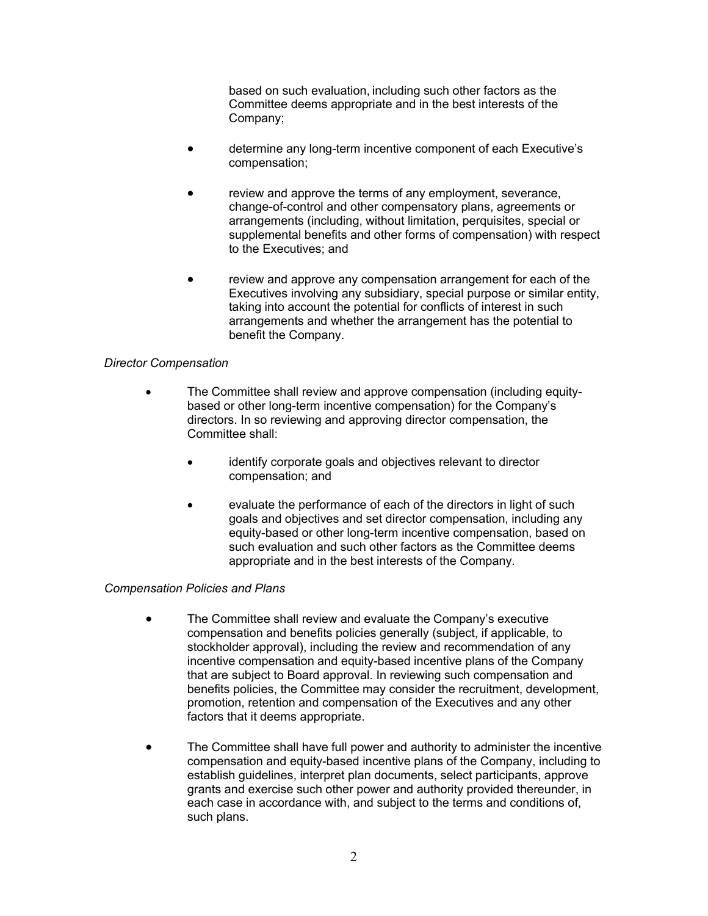based on such evaluation, including such other factors as the Committee deems appropriate and in the best interests of the Company;

- determine any long-term incentive component of each Executive's compensation;

- review and approve the terms of any employment, severance, change-of-control and other compensatory plans, agreements or arrangements (including, without limitation, perquisites, special or supplemental benefits and other forms of compensation) with respect to the Executives; and

- review and approve any compensation arrangement for each of the Executives involving any subsidiary, special purpose or similar entity, taking into account the potential for conflicts of interest in such arrangements and whether the arrangement has the potential to benefit the Company.

*Director Compensation*

- The Committee shall review and approve compensation (including equity-based or other long-term incentive compensation) for the Company's directors. In so reviewing and approving director compensation, the Committee shall:

  - identify corporate goals and objectives relevant to director compensation; and

  - evaluate the performance of each of the directors in light of such goals and objectives and set director compensation, including any equity-based or other long-term incentive compensation, based on such evaluation and such other factors as the Committee deems appropriate and in the best interests of the Company.

*Compensation Policies and Plans*

- The Committee shall review and evaluate the Company's executive compensation and benefits policies generally (subject, if applicable, to stockholder approval), including the review and recommendation of any incentive compensation and equity-based incentive plans of the Company that are subject to Board approval. In reviewing such compensation and benefits policies, the Committee may consider the recruitment, development, promotion, retention and compensation of the Executives and any other factors that it deems appropriate.

- The Committee shall have full power and authority to administer the incentive compensation and equity-based incentive plans of the Company, including to establish guidelines, interpret plan documents, select participants, approve grants and exercise such other power and authority provided thereunder, in each case in accordance with, and subject to the terms and conditions of, such plans.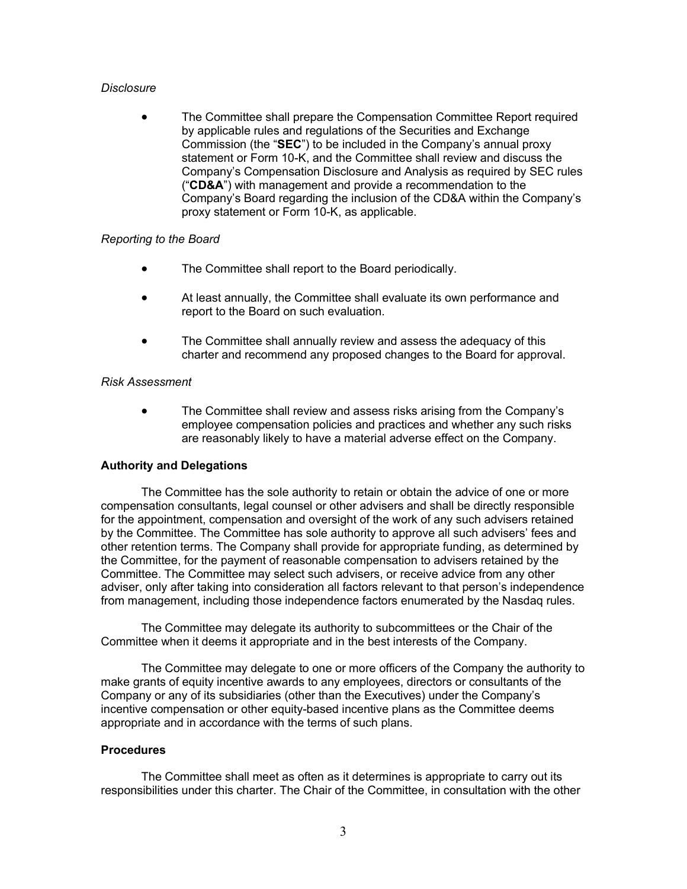*Disclosure*

- The Committee shall prepare the Compensation Committee Report required by applicable rules and regulations of the Securities and Exchange Commission (the "**SEC**") to be included in the Company's annual proxy statement or Form 10-K, and the Committee shall review and discuss the Company's Compensation Disclosure and Analysis as required by SEC rules ("**CD&A**") with management and provide a recommendation to the Company's Board regarding the inclusion of the CD&A within the Company's proxy statement or Form 10-K, as applicable.

*Reporting to the Board*

- The Committee shall report to the Board periodically.
- At least annually, the Committee shall evaluate its own performance and report to the Board on such evaluation.
- The Committee shall annually review and assess the adequacy of this charter and recommend any proposed changes to the Board for approval.

*Risk Assessment*

- The Committee shall review and assess risks arising from the Company's employee compensation policies and practices and whether any such risks are reasonably likely to have a material adverse effect on the Company.

**Authority and Delegations**

The Committee has the sole authority to retain or obtain the advice of one or more compensation consultants, legal counsel or other advisers and shall be directly responsible for the appointment, compensation and oversight of the work of any such advisers retained by the Committee. The Committee has sole authority to approve all such advisers' fees and other retention terms. The Company shall provide for appropriate funding, as determined by the Committee, for the payment of reasonable compensation to advisers retained by the Committee. The Committee may select such advisers, or receive advice from any other adviser, only after taking into consideration all factors relevant to that person's independence from management, including those independence factors enumerated by the Nasdaq rules.

The Committee may delegate its authority to subcommittees or the Chair of the Committee when it deems it appropriate and in the best interests of the Company.

The Committee may delegate to one or more officers of the Company the authority to make grants of equity incentive awards to any employees, directors or consultants of the Company or any of its subsidiaries (other than the Executives) under the Company's incentive compensation or other equity-based incentive plans as the Committee deems appropriate and in accordance with the terms of such plans.

**Procedures**

The Committee shall meet as often as it determines is appropriate to carry out its responsibilities under this charter. The Chair of the Committee, in consultation with the other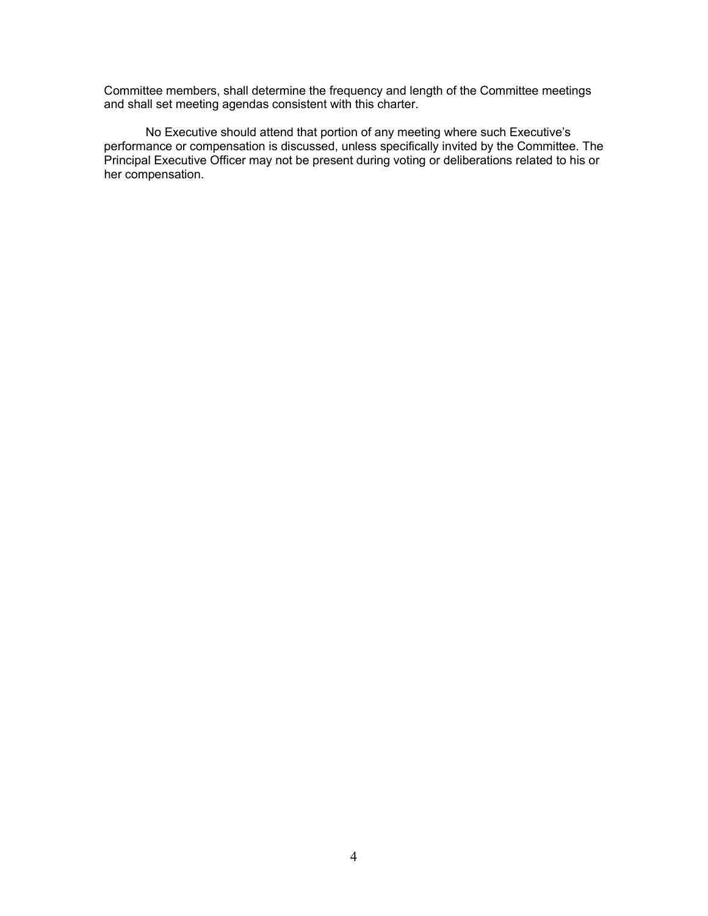Committee members, shall determine the frequency and length of the Committee meetings and shall set meeting agendas consistent with this charter.

No Executive should attend that portion of any meeting where such Executive's performance or compensation is discussed, unless specifically invited by the Committee. The Principal Executive Officer may not be present during voting or deliberations related to his or her compensation.